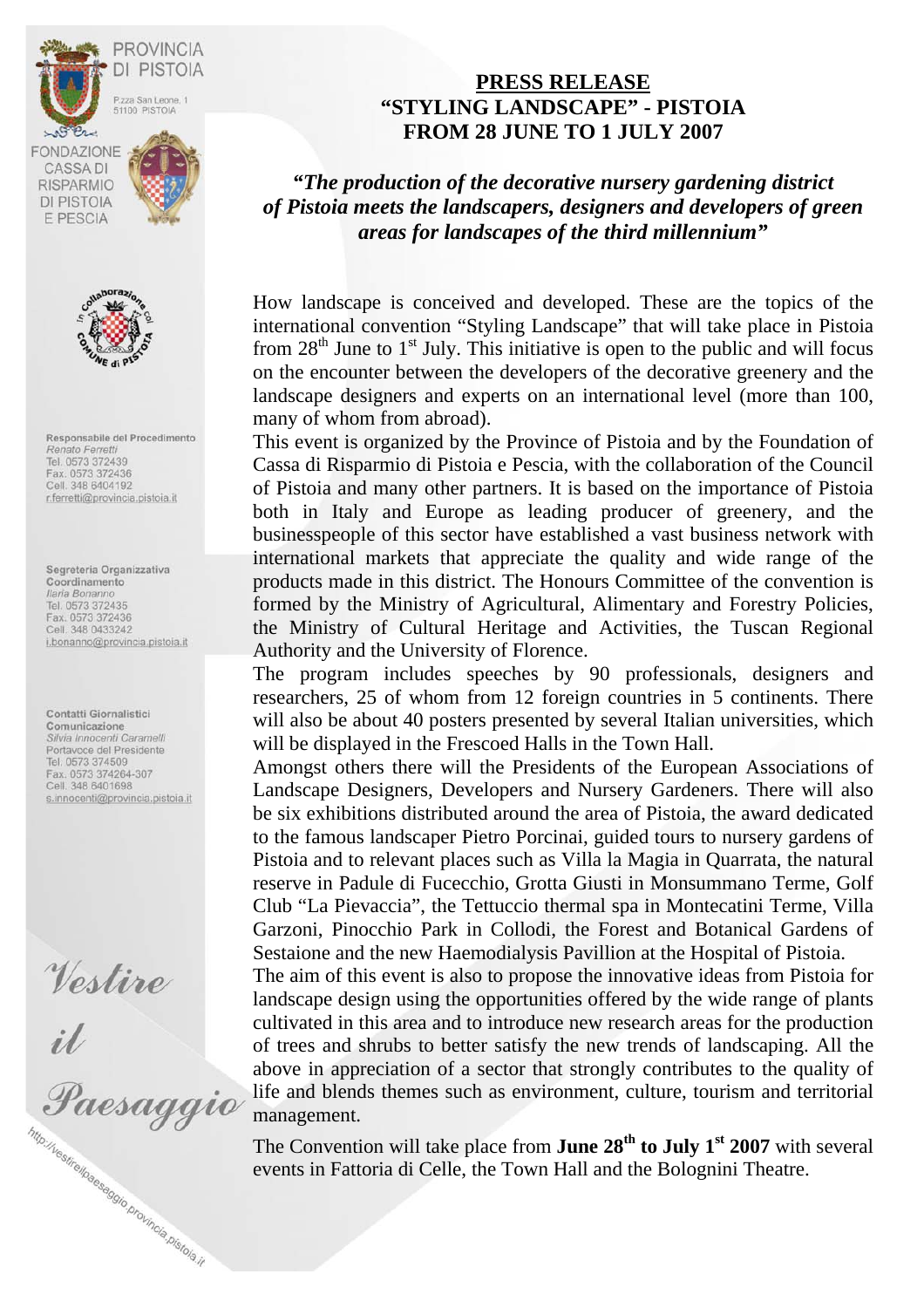PROVINCIA DI PISTOIA

P.zza San Leone, 1
51100 PISTOIA

FONDAZIONE CASSA DI RISPARMIO DI PISTOIA E PESCIA

Responsabile del Procedimento
*Renato Ferretti*
Tel. 0573 372439
Fax. 0573 372436
Cell. 348 6404192
r.ferretti@provincia.pistoia.it

Segreteria Organizzativa
Coordinamento
*Ilaria Bonanno*
Tel. 0573 372435
Fax. 0573 372436
Cell. 348 0433242
i.bonanno@provincia.pistoia.it

Contatti Giornalistici
Comunicazione
*Silvia Innocenti Caramelli*
Portavoce del Presidente
Tel. 0573 374509
Fax. 0573 374264-307
Cell. 348 6401698
s.innocenti@provincia.pistoia.it

*Vestire il Paesaggio*

http://vestireilpaesaggio.provincia.pistoia.it

# PRESS RELEASE
# "STYLING LANDSCAPE" - PISTOIA FROM 28 JUNE TO 1 JULY 2007

***"The production of the decorative nursery gardening district of Pistoia meets the landscapers, designers and developers of green areas for landscapes of the third millennium"***

How landscape is conceived and developed. These are the topics of the international convention "Styling Landscape" that will take place in Pistoia from 28th June to 1st July. This initiative is open to the public and will focus on the encounter between the developers of the decorative greenery and the landscape designers and experts on an international level (more than 100, many of whom from abroad).

This event is organized by the Province of Pistoia and by the Foundation of Cassa di Risparmio di Pistoia e Pescia, with the collaboration of the Council of Pistoia and many other partners. It is based on the importance of Pistoia both in Italy and Europe as leading producer of greenery, and the businesspeople of this sector have established a vast business network with international markets that appreciate the quality and wide range of the products made in this district. The Honours Committee of the convention is formed by the Ministry of Agricultural, Alimentary and Forestry Policies, the Ministry of Cultural Heritage and Activities, the Tuscan Regional Authority and the University of Florence.

The program includes speeches by 90 professionals, designers and researchers, 25 of whom from 12 foreign countries in 5 continents. There will also be about 40 posters presented by several Italian universities, which will be displayed in the Frescoed Halls in the Town Hall.

Amongst others there will the Presidents of the European Associations of Landscape Designers, Developers and Nursery Gardeners. There will also be six exhibitions distributed around the area of Pistoia, the award dedicated to the famous landscaper Pietro Porcinai, guided tours to nursery gardens of Pistoia and to relevant places such as Villa la Magia in Quarrata, the natural reserve in Padule di Fucecchio, Grotta Giusti in Monsummano Terme, Golf Club "La Pievaccia", the Tettuccio thermal spa in Montecatini Terme, Villa Garzoni, Pinocchio Park in Collodi, the Forest and Botanical Gardens of Sestaione and the new Haemodialysis Pavillion at the Hospital of Pistoia.

The aim of this event is also to propose the innovative ideas from Pistoia for landscape design using the opportunities offered by the wide range of plants cultivated in this area and to introduce new research areas for the production of trees and shrubs to better satisfy the new trends of landscaping. All the above in appreciation of a sector that strongly contributes to the quality of life and blends themes such as environment, culture, tourism and territorial management.

The Convention will take place from **June 28th to July 1st 2007** with several events in Fattoria di Celle, the Town Hall and the Bolognini Theatre.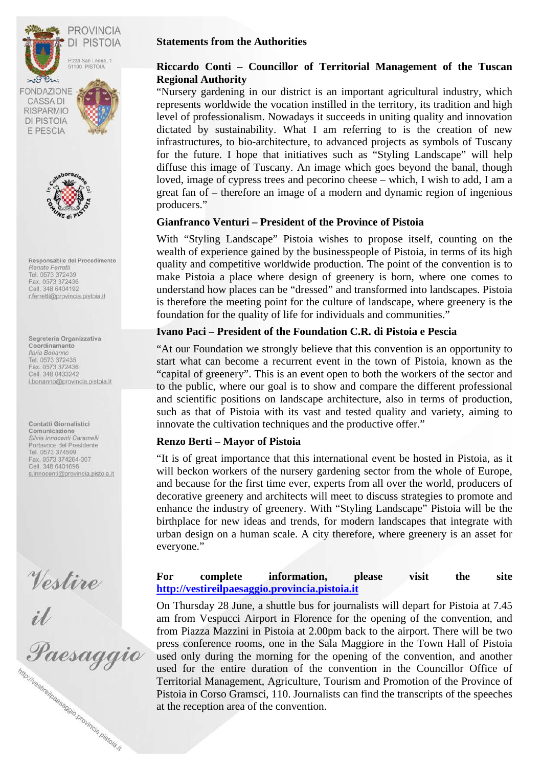PROVINCIA DI PISTOIA

P.zza San Leone, 1
51100 PISTOIA

FONDAZIONE CASSA DI RISPARMIO DI PISTOIA E PESCIA

In collaborazione col COMUNE di PISTOIA

**Responsabile del Procedimento**
*Renato Ferretti*
Tel. 0573 372439
Fax. 0573 372436
Cell. 348 6404192
r.ferretti@provincia.pistoia.it

**Segreteria Organizzativa**
**Coordinamento**
*Ilaria Bonanno*
Tel. 0573 372435
Fax. 0573 372436
Cell. 348 0433242
i.bonanno@provincia.pistoia.it

**Contatti Giornalistici**
**Comunicazione**
*Silvia Innocenti Caramelli*
Portavoce del Presidente
Tel. 0573 374509
Fax. 0573 374264-307
Cell. 348 6401698
s.innocenti@provincia.pistoia.it

*Vestire il Paesaggio*

http://vestireilpaesaggio.provincia.pistoia.it

**Statements from the Authorities**

**Riccardo Conti – Councillor of Territorial Management of the Tuscan Regional Authority**

"Nursery gardening in our district is an important agricultural industry, which represents worldwide the vocation instilled in the territory, its tradition and high level of professionalism. Nowadays it succeeds in uniting quality and innovation dictated by sustainability. What I am referring to is the creation of new infrastructures, to bio-architecture, to advanced projects as symbols of Tuscany for the future. I hope that initiatives such as "Styling Landscape" will help diffuse this image of Tuscany. An image which goes beyond the banal, though loved, image of cypress trees and pecorino cheese – which, I wish to add, I am a great fan of – therefore an image of a modern and dynamic region of ingenious producers."

**Gianfranco Venturi – President of the Province of Pistoia**

With "Styling Landscape" Pistoia wishes to propose itself, counting on the wealth of experience gained by the businesspeople of Pistoia, in terms of its high quality and competitive worldwide production. The point of the convention is to make Pistoia a place where design of greenery is born, where one comes to understand how places can be "dressed" and transformed into landscapes. Pistoia is therefore the meeting point for the culture of landscape, where greenery is the foundation for the quality of life for individuals and communities."

**Ivano Paci – President of the Foundation C.R. di Pistoia e Pescia**

"At our Foundation we strongly believe that this convention is an opportunity to start what can become a recurrent event in the town of Pistoia, known as the "capital of greenery". This is an event open to both the workers of the sector and to the public, where our goal is to show and compare the different professional and scientific positions on landscape architecture, also in terms of production, such as that of Pistoia with its vast and tested quality and variety, aiming to innovate the cultivation techniques and the productive offer."

**Renzo Berti – Mayor of Pistoia**

"It is of great importance that this international event be hosted in Pistoia, as it will beckon workers of the nursery gardening sector from the whole of Europe, and because for the first time ever, experts from all over the world, producers of decorative greenery and architects will meet to discuss strategies to promote and enhance the industry of greenery. With "Styling Landscape" Pistoia will be the birthplace for new ideas and trends, for modern landscapes that integrate with urban design on a human scale. A city therefore, where greenery is an asset for everyone."

**For complete information, please visit the site http://vestireilpaesaggio.provincia.pistoia.it**

On Thursday 28 June, a shuttle bus for journalists will depart for Pistoia at 7.45 am from Vespucci Airport in Florence for the opening of the convention, and from Piazza Mazzini in Pistoia at 2.00pm back to the airport. There will be two press conference rooms, one in the Sala Maggiore in the Town Hall of Pistoia used only during the morning for the opening of the convention, and another used for the entire duration of the convention in the Councillor Office of Territorial Management, Agriculture, Tourism and Promotion of the Province of Pistoia in Corso Gramsci, 110. Journalists can find the transcripts of the speeches at the reception area of the convention.